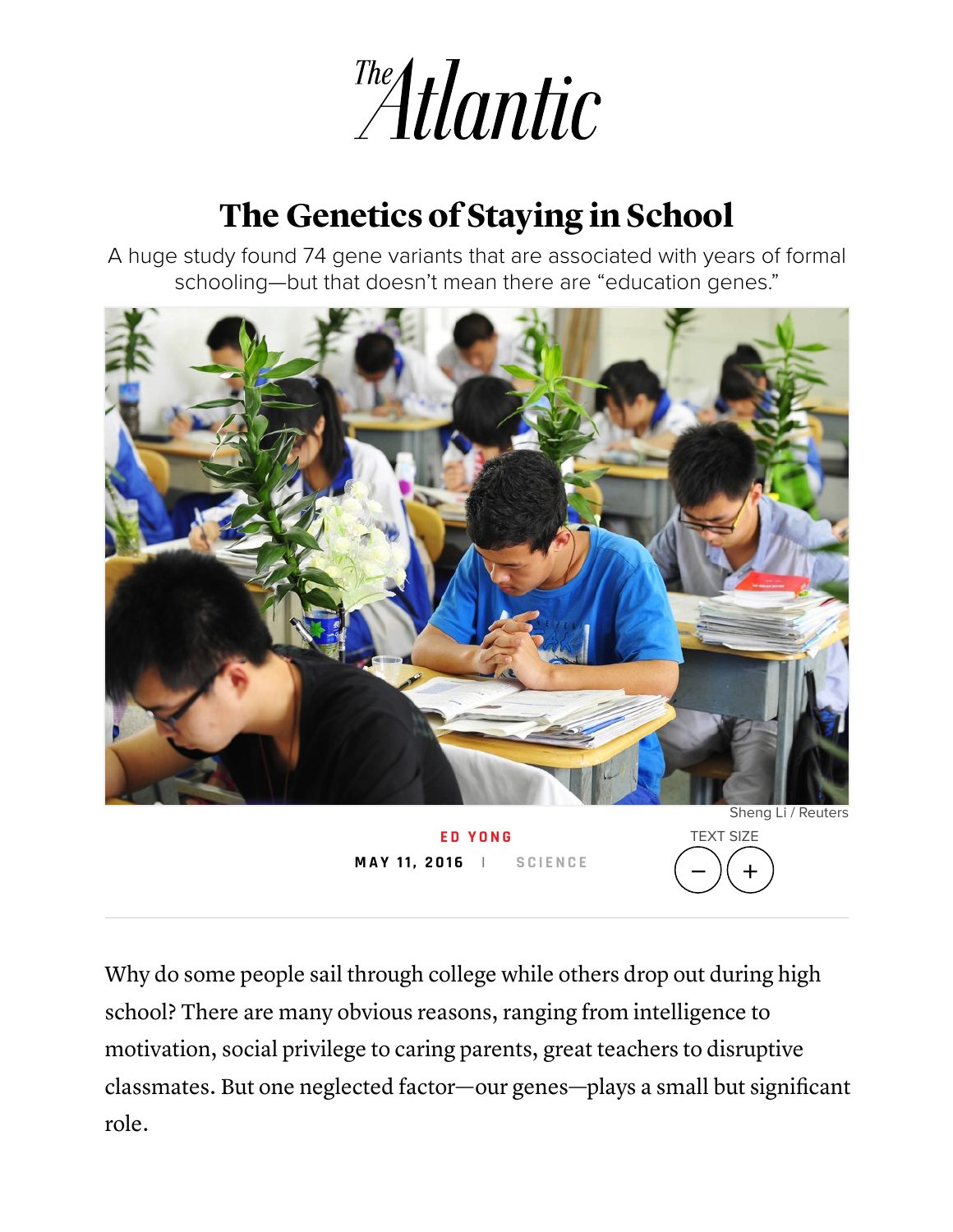# The Genetics of Staying in School

A huge study found 74 gene variants that are associated with years of formal schooling—but that doesn't mean there are "education genes."

Sheng Li / Reuters

ED YONG

MAY 11, 2016 | SCIENCE

Why do some people sail through college while others drop out during high school? There are many obvious reasons, ranging from intelligence to motivation, social privilege to caring parents, great teachers to disruptive classmates. But one neglected factor—our genes—plays a small but significant role.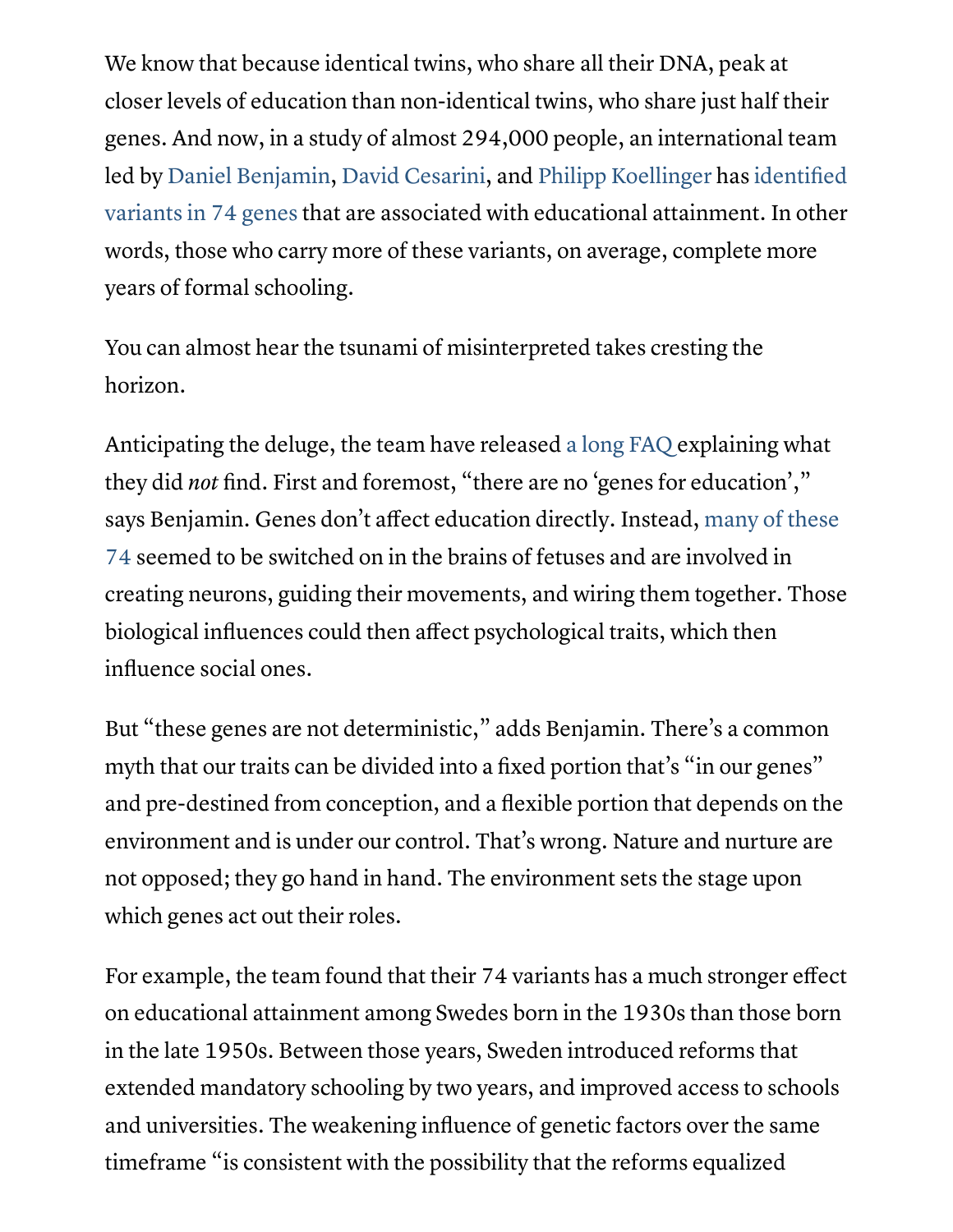We know that because identical twins, who share all their DNA, peak at closer levels of education than non-identical twins, who share just half their genes. And now, in a study of almost 294,000 people, an international team led by Daniel Benjamin, David Cesarini, and Philipp Koellinger has identified variants in 74 genes that are associated with educational attainment. In other words, those who carry more of these variants, on average, complete more years of formal schooling.

You can almost hear the tsunami of misinterpreted takes cresting the horizon.

Anticipating the deluge, the team have released a long FAQ explaining what they did *not* find. First and foremost, "there are no 'genes for education'," says Benjamin. Genes don't affect education directly. Instead, many of these 74 seemed to be switched on in the brains of fetuses and are involved in creating neurons, guiding their movements, and wiring them together. Those biological influences could then affect psychological traits, which then influence social ones.

But "these genes are not deterministic," adds Benjamin. There's a common myth that our traits can be divided into a fixed portion that's "in our genes" and pre-destined from conception, and a flexible portion that depends on the environment and is under our control. That's wrong. Nature and nurture are not opposed; they go hand in hand. The environment sets the stage upon which genes act out their roles.

For example, the team found that their 74 variants has a much stronger effect on educational attainment among Swedes born in the 1930s than those born in the late 1950s. Between those years, Sweden introduced reforms that extended mandatory schooling by two years, and improved access to schools and universities. The weakening influence of genetic factors over the same timeframe "is consistent with the possibility that the reforms equalized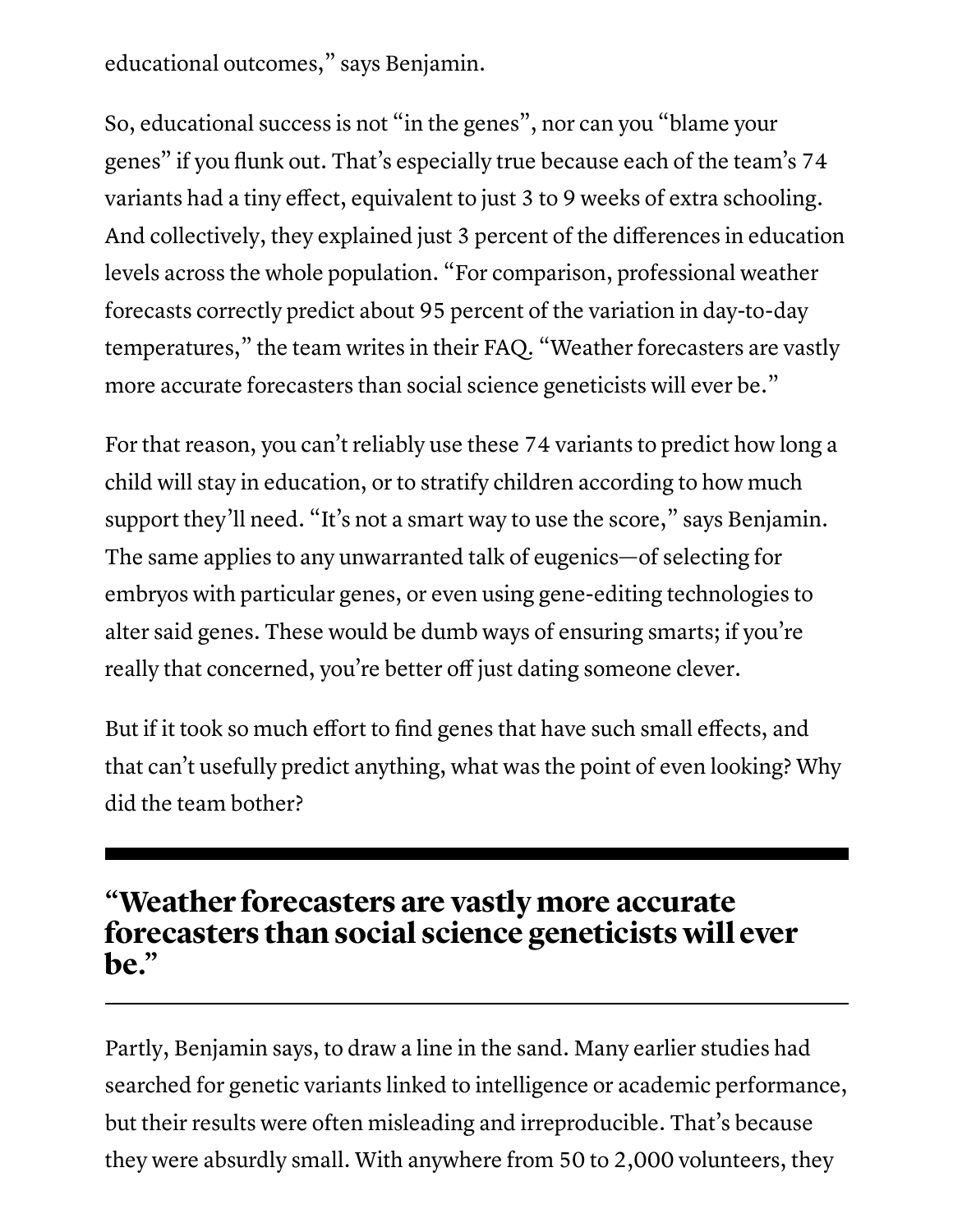educational outcomes," says Benjamin.

So, educational success is not "in the genes", nor can you "blame your genes" if you flunk out. That's especially true because each of the team's 74 variants had a tiny effect, equivalent to just 3 to 9 weeks of extra schooling. And collectively, they explained just 3 percent of the differences in education levels across the whole population. "For comparison, professional weather forecasts correctly predict about 95 percent of the variation in day-to-day temperatures," the team writes in their FAQ. "Weather forecasters are vastly more accurate forecasters than social science geneticists will ever be."

For that reason, you can't reliably use these 74 variants to predict how long a child will stay in education, or to stratify children according to how much support they'll need. "It's not a smart way to use the score," says Benjamin. The same applies to any unwarranted talk of eugenics—of selecting for embryos with particular genes, or even using gene-editing technologies to alter said genes. These would be dumb ways of ensuring smarts; if you're really that concerned, you're better off just dating someone clever.

But if it took so much effort to find genes that have such small effects, and that can't usefully predict anything, what was the point of even looking? Why did the team bother?

---

## "Weather forecasters are vastly more accurate forecasters than social science geneticists will ever be."

---

Partly, Benjamin says, to draw a line in the sand. Many earlier studies had searched for genetic variants linked to intelligence or academic performance, but their results were often misleading and irreproducible. That's because they were absurdly small. With anywhere from 50 to 2,000 volunteers, they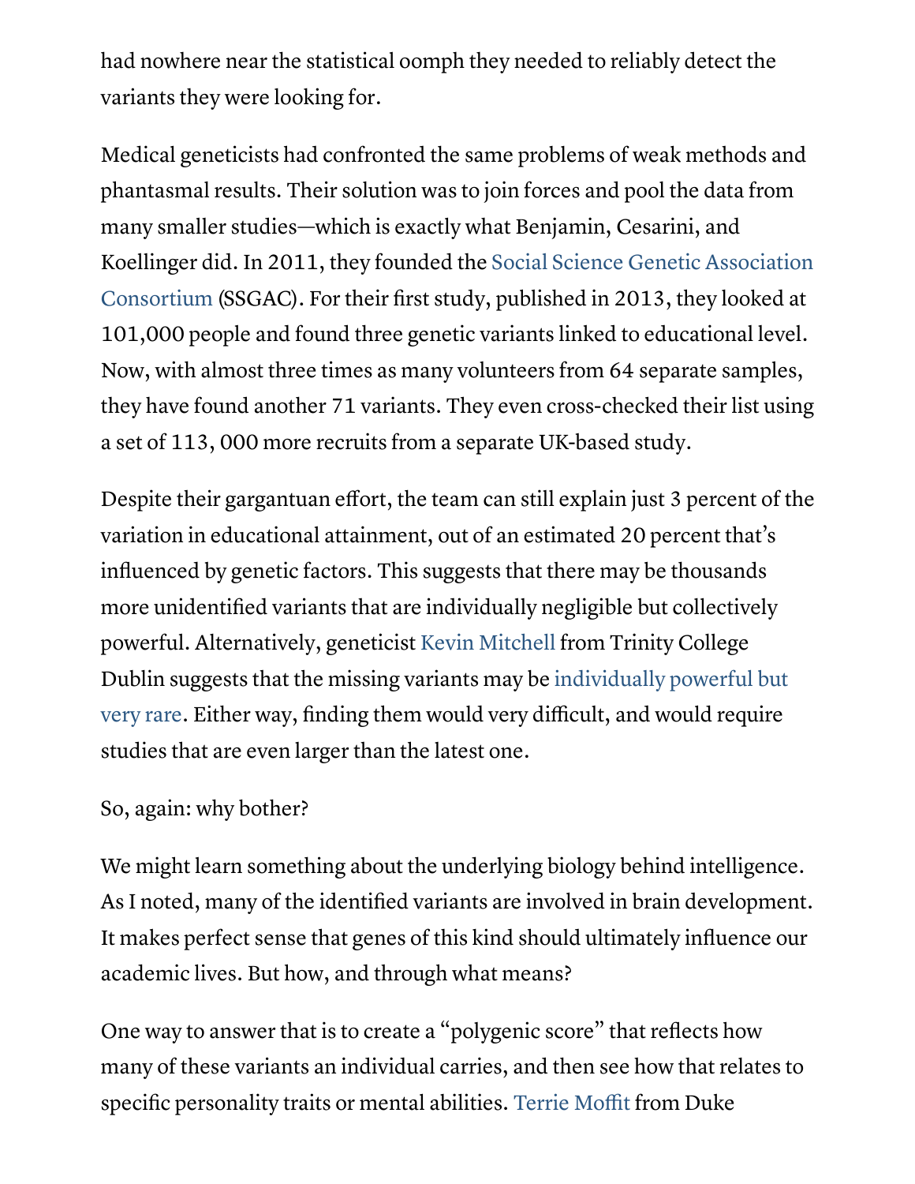had nowhere near the statistical oomph they needed to reliably detect the variants they were looking for.

Medical geneticists had confronted the same problems of weak methods and phantasmal results. Their solution was to join forces and pool the data from many smaller studies—which is exactly what Benjamin, Cesarini, and Koellinger did. In 2011, they founded the Social Science Genetic Association Consortium (SSGAC). For their first study, published in 2013, they looked at 101,000 people and found three genetic variants linked to educational level. Now, with almost three times as many volunteers from 64 separate samples, they have found another 71 variants. They even cross-checked their list using a set of 113, 000 more recruits from a separate UK-based study.

Despite their gargantuan effort, the team can still explain just 3 percent of the variation in educational attainment, out of an estimated 20 percent that's influenced by genetic factors. This suggests that there may be thousands more unidentified variants that are individually negligible but collectively powerful. Alternatively, geneticist Kevin Mitchell from Trinity College Dublin suggests that the missing variants may be individually powerful but very rare. Either way, finding them would very difficult, and would require studies that are even larger than the latest one.

So, again: why bother?

We might learn something about the underlying biology behind intelligence. As I noted, many of the identified variants are involved in brain development. It makes perfect sense that genes of this kind should ultimately influence our academic lives. But how, and through what means?

One way to answer that is to create a "polygenic score" that reflects how many of these variants an individual carries, and then see how that relates to specific personality traits or mental abilities. Terrie Moffit from Duke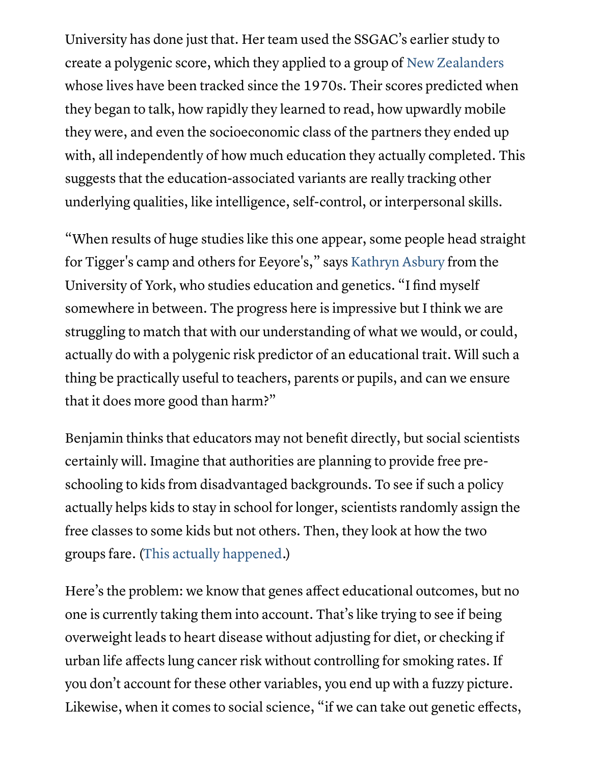University has done just that. Her team used the SSGAC's earlier study to create a polygenic score, which they applied to a group of New Zealanders whose lives have been tracked since the 1970s. Their scores predicted when they began to talk, how rapidly they learned to read, how upwardly mobile they were, and even the socioeconomic class of the partners they ended up with, all independently of how much education they actually completed. This suggests that the education-associated variants are really tracking other underlying qualities, like intelligence, self-control, or interpersonal skills.

"When results of huge studies like this one appear, some people head straight for Tigger's camp and others for Eeyore's," says Kathryn Asbury from the University of York, who studies education and genetics. "I find myself somewhere in between. The progress here is impressive but I think we are struggling to match that with our understanding of what we would, or could, actually do with a polygenic risk predictor of an educational trait. Will such a thing be practically useful to teachers, parents or pupils, and can we ensure that it does more good than harm?"

Benjamin thinks that educators may not benefit directly, but social scientists certainly will. Imagine that authorities are planning to provide free pre-schooling to kids from disadvantaged backgrounds. To see if such a policy actually helps kids to stay in school for longer, scientists randomly assign the free classes to some kids but not others. Then, they look at how the two groups fare. (This actually happened.)

Here's the problem: we know that genes affect educational outcomes, but no one is currently taking them into account. That's like trying to see if being overweight leads to heart disease without adjusting for diet, or checking if urban life affects lung cancer risk without controlling for smoking rates. If you don't account for these other variables, you end up with a fuzzy picture. Likewise, when it comes to social science, "if we can take out genetic effects,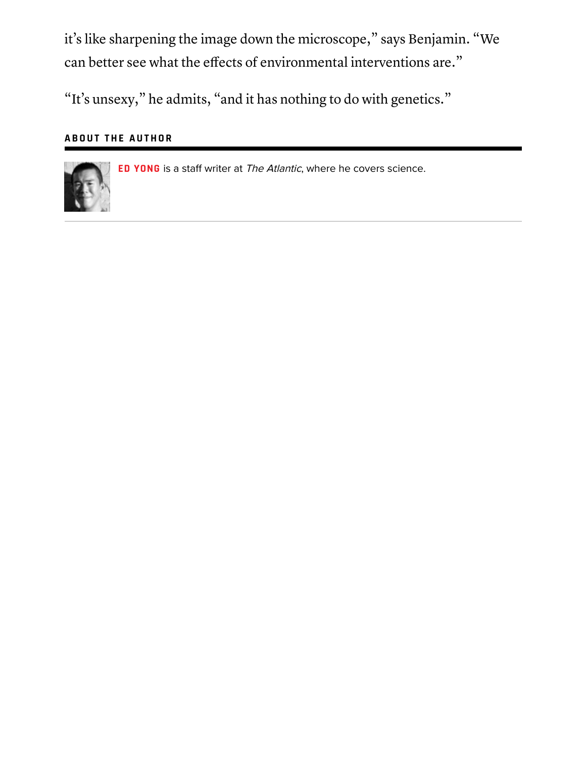it’s like sharpening the image down the microscope,” says Benjamin. “We can better see what the effects of environmental interventions are.”

“It’s unsexy,” he admits, “and it has nothing to do with genetics.”

### ABOUT THE AUTHOR

**ED YONG** is a staff writer at *The Atlantic*, where he covers science.